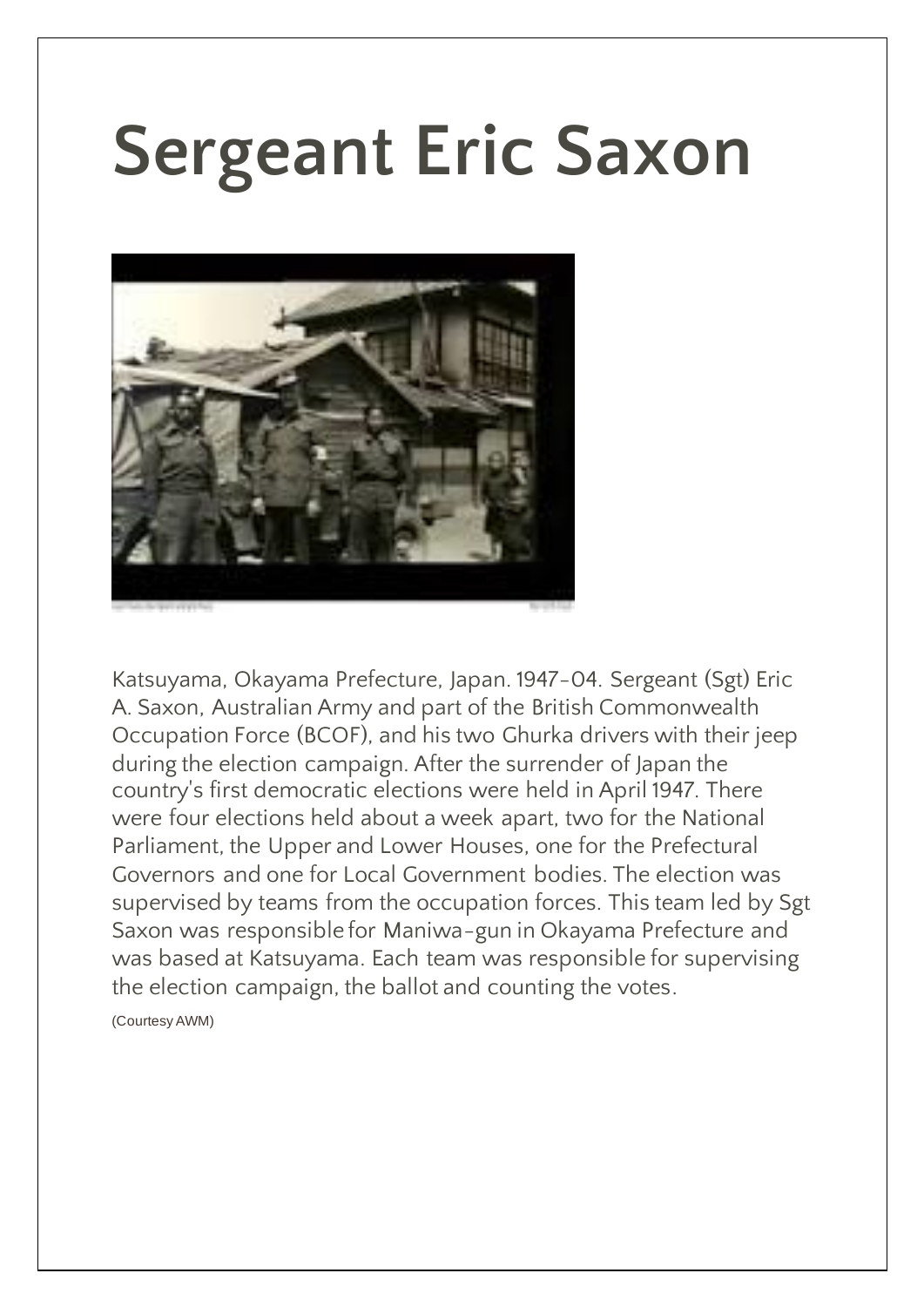# Sergeant Eric Saxon

Katsuyama, Okayama Prefecture, Japan. 1947-04. Sergeant (Sgt) Eric A. Saxon, Australian Army and part of the British Commonwealth Occupation Force (BCOF), and his two Ghurka drivers with their jeep during the election campaign. After the surrender of Japan the country's first democratic elections were held in April 1947. There were four elections held about a week apart, two for the National Parliament, the Upper and Lower Houses, one for the Prefectural Governors and one for Local Government bodies. The election was supervised by teams from the occupation forces. This team led by Sgt Saxon was responsible for Maniwa-gun in Okayama Prefecture and was based at Katsuyama. Each team was responsible for supervising the election campaign, the ballot and counting the votes.

(Courtesy AWM)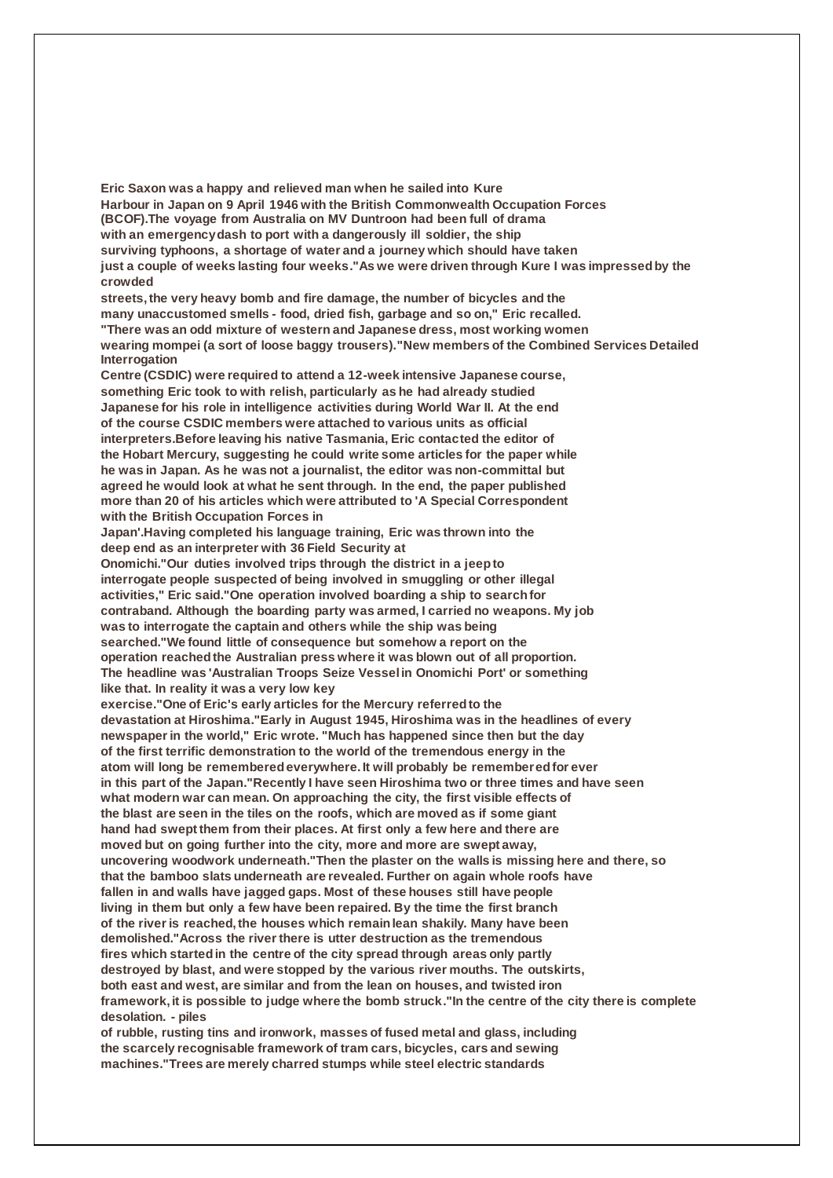**Eric Saxon was a happy and relieved man when he sailed into Kure Harbour in Japan on 9 April 1946 with the British Commonwealth Occupation Forces (BCOF).The voyage from Australia on MV Duntroon had been full of drama with an emergency dash to port with a dangerously ill soldier, the ship surviving typhoons, a shortage of water and a journey which should have taken just a couple of weeks lasting four weeks."As we were driven through Kure I was impressed by the crowded streets, the very heavy bomb and fire damage, the number of bicycles and the many unaccustomed smells - food, dried fish, garbage and so on," Eric recalled. "There was an odd mixture of western and Japanese dress, most working women wearing mompei (a sort of loose baggy trousers)."New members of the Combined Services Detailed Interrogation Centre (CSDIC) were required to attend a 12-week intensive Japanese course, something Eric took to with relish, particularly as he had already studied Japanese for his role in intelligence activities during World War II. At the end of the course CSDIC members were attached to various units as official interpreters.Before leaving his native Tasmania, Eric contacted the editor of the Hobart Mercury, suggesting he could write some articles for the paper while he was in Japan. As he was not a journalist, the editor was non-committal but agreed he would look at what he sent through. In the end, the paper published more than 20 of his articles which were attributed to 'A Special Correspondent with the British Occupation Forces in Japan'.Having completed his language training, Eric was thrown into the deep end as an interpreter with 36 Field Security at Onomichi."Our duties involved trips through the district in a jeep to interrogate people suspected of being involved in smuggling or other illegal activities," Eric said."One operation involved boarding a ship to search for contraband. Although the boarding party was armed, I carried no weapons. My job was to interrogate the captain and others while the ship was being searched."We found little of consequence but somehow a report on the operation reached the Australian press where it was blown out of all proportion. The headline was 'Australian Troops Seize Vessel in Onomichi Port' or something like that. In reality it was a very low key exercise."One of Eric's early articles for the Mercury referred to the devastation at Hiroshima."Early in August 1945, Hiroshima was in the headlines of every newspaper in the world," Eric wrote. "Much has happened since then but the day of the first terrific demonstration to the world of the tremendous energy in the atom will long be remembered everywhere. It will probably be remembered for ever in this part of the Japan."Recently I have seen Hiroshima two or three times and have seen what modern war can mean. On approaching the city, the first visible effects of the blast are seen in the tiles on the roofs, which are moved as if some giant hand had swept them from their places. At first only a few here and there are moved but on going further into the city, more and more are swept away, uncovering woodwork underneath."Then the plaster on the walls is missing here and there, so that the bamboo slats underneath are revealed. Further on again whole roofs have fallen in and walls have jagged gaps. Most of these houses still have people living in them but only a few have been repaired. By the time the first branch of the river is reached, the houses which remain lean shakily. Many have been demolished."Across the river there is utter destruction as the tremendous fires which started in the centre of the city spread through areas only partly destroyed by blast, and were stopped by the various river mouths. The outskirts, both east and west, are similar and from the lean on houses, and twisted iron framework, it is possible to judge where the bomb struck."In the centre of the city there is complete desolation. - piles of rubble, rusting tins and ironwork, masses of fused metal and glass, including the scarcely recognisable framework of tram cars, bicycles, cars and sewing machines."Trees are merely charred stumps while steel electric standards**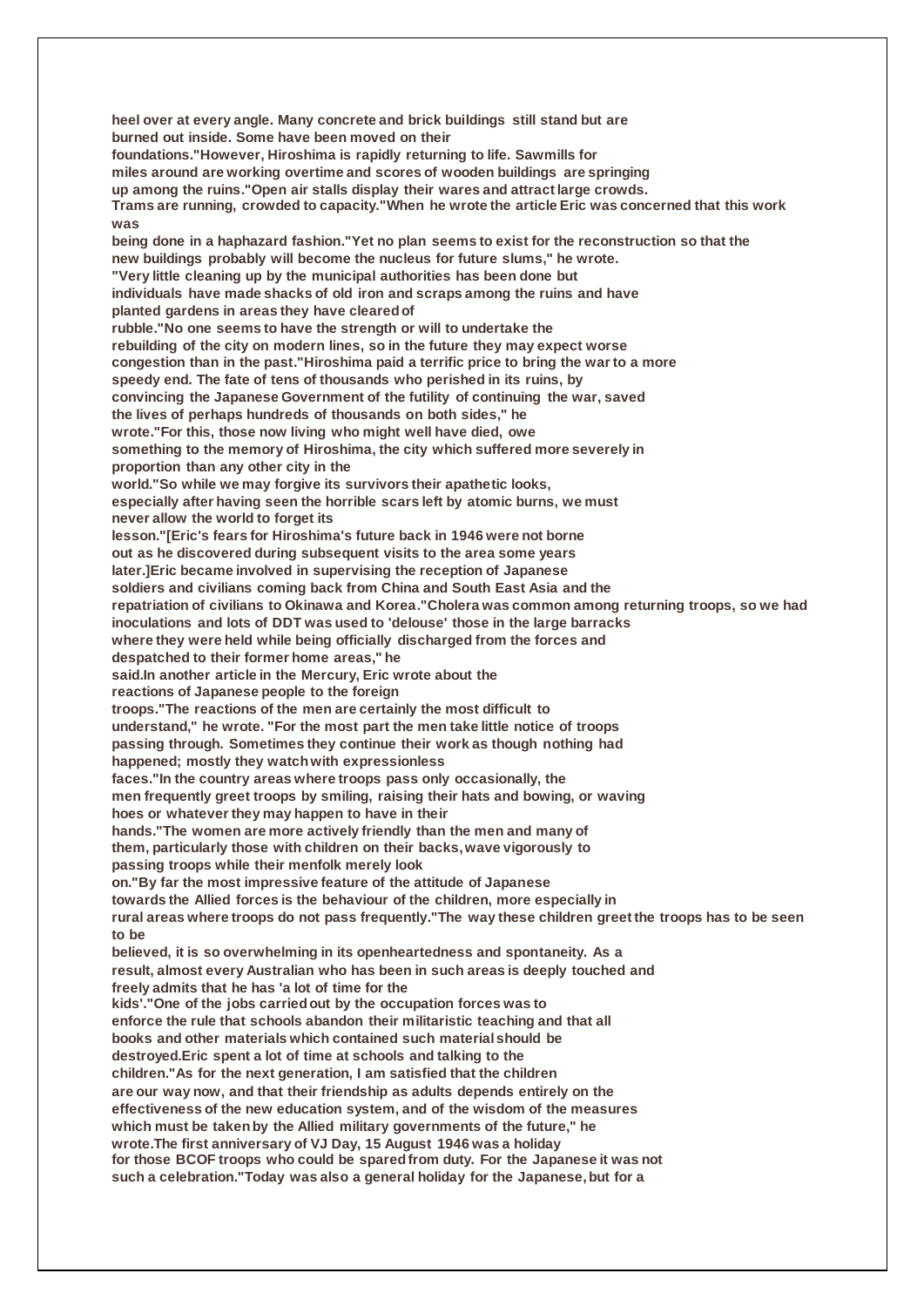heel over at every angle. Many concrete and brick buildings still stand but are burned out inside. Some have been moved on their foundations."However, Hiroshima is rapidly returning to life. Sawmills for miles around are working overtime and scores of wooden buildings are springing up among the ruins."Open air stalls display their wares and attract large crowds. Trams are running, crowded to capacity."When he wrote the article Eric was concerned that this work was being done in a haphazard fashion."Yet no plan seems to exist for the reconstruction so that the new buildings probably will become the nucleus for future slums," he wrote. "Very little cleaning up by the municipal authorities has been done but individuals have made shacks of old iron and scraps among the ruins and have planted gardens in areas they have cleared of rubble."No one seems to have the strength or will to undertake the rebuilding of the city on modern lines, so in the future they may expect worse congestion than in the past."Hiroshima paid a terrific price to bring the war to a more speedy end. The fate of tens of thousands who perished in its ruins, by convincing the Japanese Government of the futility of continuing the war, saved the lives of perhaps hundreds of thousands on both sides," he wrote."For this, those now living who might well have died, owe something to the memory of Hiroshima, the city which suffered more severely in proportion than any other city in the world."So while we may forgive its survivors their apathetic looks, especially after having seen the horrible scars left by atomic burns, we must never allow the world to forget its lesson."[Eric's fears for Hiroshima's future back in 1946 were not borne out as he discovered during subsequent visits to the area some years later.]Eric became involved in supervising the reception of Japanese soldiers and civilians coming back from China and South East Asia and the repatriation of civilians to Okinawa and Korea."Cholera was common among returning troops, so we had inoculations and lots of DDT was used to 'delouse' those in the large barracks where they were held while being officially discharged from the forces and despatched to their former home areas," he said.In another article in the Mercury, Eric wrote about the reactions of Japanese people to the foreign troops."The reactions of the men are certainly the most difficult to understand," he wrote. "For the most part the men take little notice of troops passing through. Sometimes they continue their work as though nothing had happened; mostly they watch with expressionless faces."In the country areas where troops pass only occasionally, the men frequently greet troops by smiling, raising their hats and bowing, or waving hoes or whatever they may happen to have in their hands."The women are more actively friendly than the men and many of them, particularly those with children on their backs, wave vigorously to passing troops while their menfolk merely look on."By far the most impressive feature of the attitude of Japanese towards the Allied forces is the behaviour of the children, more especially in rural areas where troops do not pass frequently."The way these children greet the troops has to be seen to be believed, it is so overwhelming in its openheartedness and spontaneity. As a result, almost every Australian who has been in such areas is deeply touched and freely admits that he has 'a lot of time for the kids'."One of the jobs carried out by the occupation forces was to enforce the rule that schools abandon their militaristic teaching and that all books and other materials which contained such material should be destroyed.Eric spent a lot of time at schools and talking to the children."As for the next generation, I am satisfied that the children are our way now, and that their friendship as adults depends entirely on the effectiveness of the new education system, and of the wisdom of the measures which must be taken by the Allied military governments of the future," he wrote.The first anniversary of VJ Day, 15 August 1946 was a holiday for those BCOF troops who could be spared from duty. For the Japanese it was not such a celebration."Today was also a general holiday for the Japanese, but for a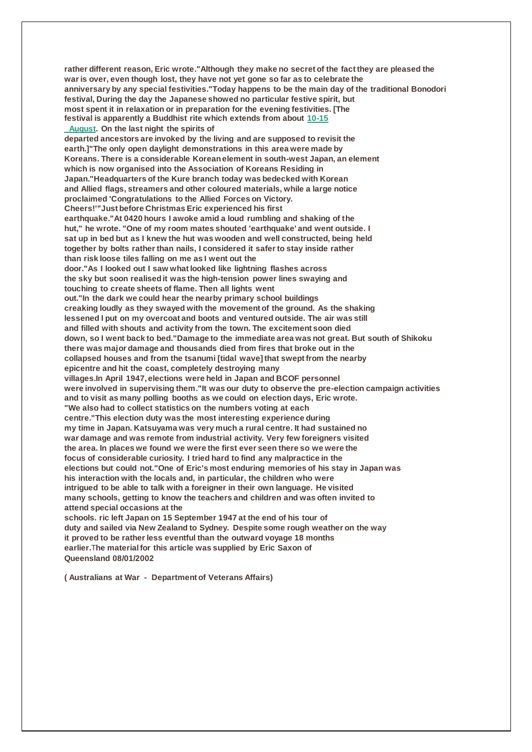**rather different reason, Eric wrote."Although they make no secret of the fact they are pleased the war is over, even though lost, they have not yet gone so far as to celebrate the anniversary by any special festivities."Today happens to be the main day of the traditional Bonodori festival, During the day the Japanese showed no particular festive spirit, but most spent it in relaxation or in preparation for the evening festivities. [The festival is apparently a Buddhist rite which extends from about 10-15 August. On the last night the spirits of departed ancestors are invoked by the living and are supposed to revisit the earth.]"The only open daylight demonstrations in this area were made by Koreans. There is a considerable Korean element in south-west Japan, an element which is now organised into the Association of Koreans Residing in Japan."Headquarters of the Kure branch today was bedecked with Korean and Allied flags, streamers and other coloured materials, while a large notice proclaimed 'Congratulations to the Allied Forces on Victory. Cheers!'"Just before Christmas Eric experienced his first earthquake."At 0420 hours I awoke amid a loud rumbling and shaking of the hut," he wrote. "One of my room mates shouted 'earthquake' and went outside. I sat up in bed but as I knew the hut was wooden and well constructed, being held together by bolts rather than nails, I considered it safer to stay inside rather than risk loose tiles falling on me as I went out the door."As I looked out I saw what looked like lightning flashes across the sky but soon realised it was the high-tension power lines swaying and touching to create sheets of flame. Then all lights went out."In the dark we could hear the nearby primary school buildings creaking loudly as they swayed with the movement of the ground. As the shaking lessened I put on my overcoat and boots and ventured outside. The air was still and filled with shouts and activity from the town. The excitement soon died down, so I went back to bed."Damage to the immediate area was not great. But south of Shikoku there was major damage and thousands died from fires that broke out in the collapsed houses and from the tsanumi [tidal wave] that swept from the nearby epicentre and hit the coast, completely destroying many villages.In April 1947, elections were held in Japan and BCOF personnel were involved in supervising them."It was our duty to observe the pre-election campaign activities and to visit as many polling booths as we could on election days, Eric wrote. "We also had to collect statistics on the numbers voting at each centre."This election duty was the most interesting experience during my time in Japan. Katsuyama was very much a rural centre. It had sustained no war damage and was remote from industrial activity. Very few foreigners visited the area. In places we found we were the first ever seen there so we were the focus of considerable curiosity. I tried hard to find any malpractice in the elections but could not."One of Eric's most enduring memories of his stay in Japan was his interaction with the locals and, in particular, the children who were intrigued to be able to talk with a foreigner in their own language. He visited many schools, getting to know the teachers and children and was often invited to attend special occasions at the schools. ric left Japan on 15 September 1947 at the end of his tour of duty and sailed via New Zealand to Sydney. Despite some rough weather on the way it proved to be rather less eventful than the outward voyage 18 months earlier.**The **material for this article was supplied by Eric Saxon of Queensland 08/01/2002**

**( Australians at War - Department of Veterans Affairs)**